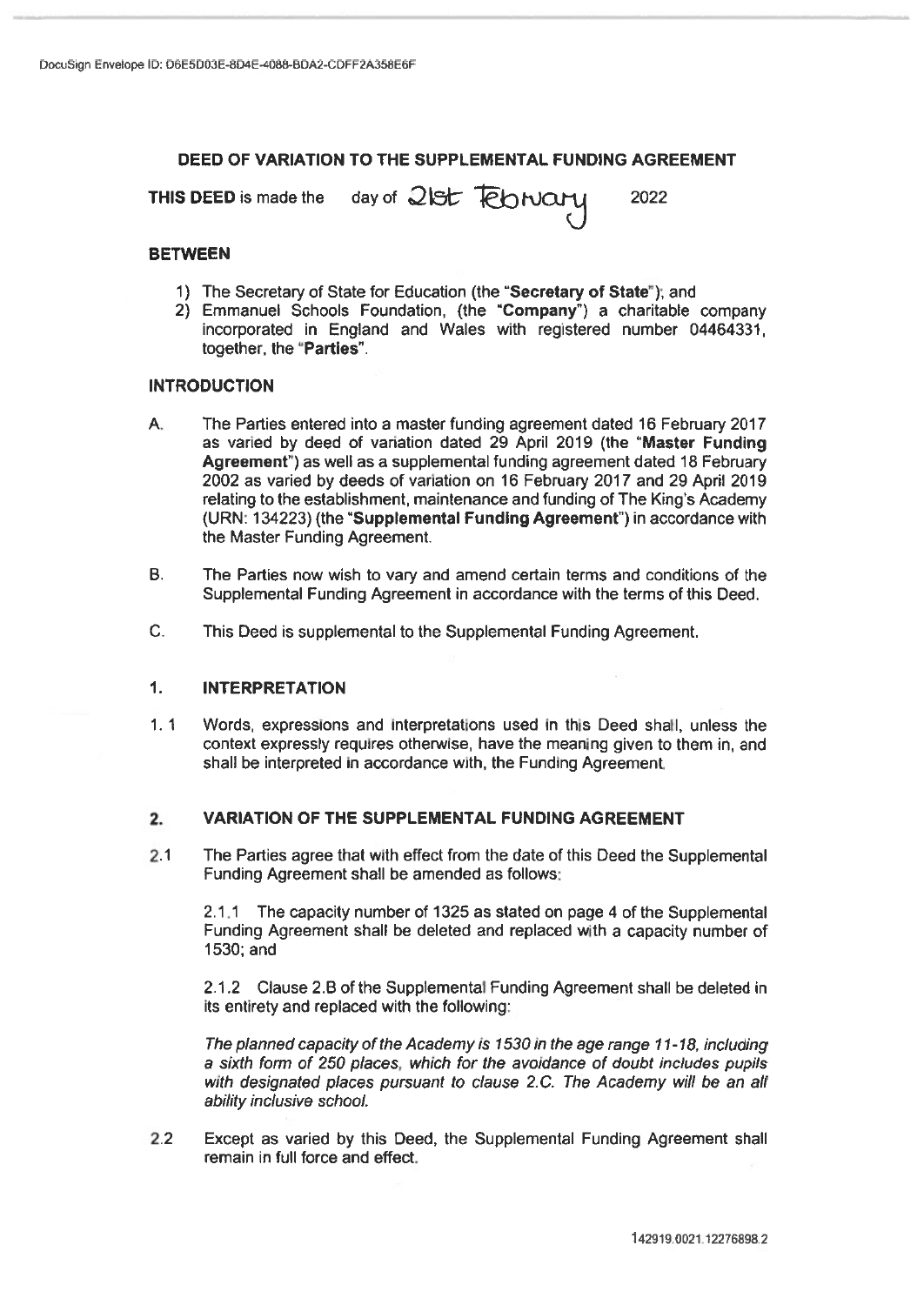DocuSign Envelope ID: D6E5D03E-8D4E-4088-BDA2-CDFF2A358E6F

## DEED OF VARIATION TO THE SUPPLEMENTAL FUNDING AGREEMENT

**THIS DEED** is made the day of 21st February 2022

### BETWEEN

1) The Secretary of State for Education (the "**Secretary of State**"); and
2) Emmanuel Schools Foundation, (the "**Company**") a charitable company incorporated in England and Wales with registered number 04464331, together, the "**Parties**".

### INTRODUCTION

A. The Parties entered into a master funding agreement dated 16 February 2017 as varied by deed of variation dated 29 April 2019 (the "**Master Funding Agreement**") as well as a supplemental funding agreement dated 18 February 2002 as varied by deeds of variation on 16 February 2017 and 29 April 2019 relating to the establishment, maintenance and funding of The King's Academy (URN: 134223) (the "**Supplemental Funding Agreement**") in accordance with the Master Funding Agreement.

B. The Parties now wish to vary and amend certain terms and conditions of the Supplemental Funding Agreement in accordance with the terms of this Deed.

C. This Deed is supplemental to the Supplemental Funding Agreement.

### 1. INTERPRETATION

1.1 Words, expressions and interpretations used in this Deed shall, unless the context expressly requires otherwise, have the meaning given to them in, and shall be interpreted in accordance with, the Funding Agreement.

### 2. VARIATION OF THE SUPPLEMENTAL FUNDING AGREEMENT

2.1 The Parties agree that with effect from the date of this Deed the Supplemental Funding Agreement shall be amended as follows:

2.1.1 The capacity number of 1325 as stated on page 4 of the Supplemental Funding Agreement shall be deleted and replaced with a capacity number of 1530; and

2.1.2 Clause 2.B of the Supplemental Funding Agreement shall be deleted in its entirety and replaced with the following:

*The planned capacity of the Academy is 1530 in the age range 11-18, including a sixth form of 250 places, which for the avoidance of doubt includes pupils with designated places pursuant to clause 2.C. The Academy will be an all ability inclusive school.*

2.2 Except as varied by this Deed, the Supplemental Funding Agreement shall remain in full force and effect.

142919.0021.12276898.2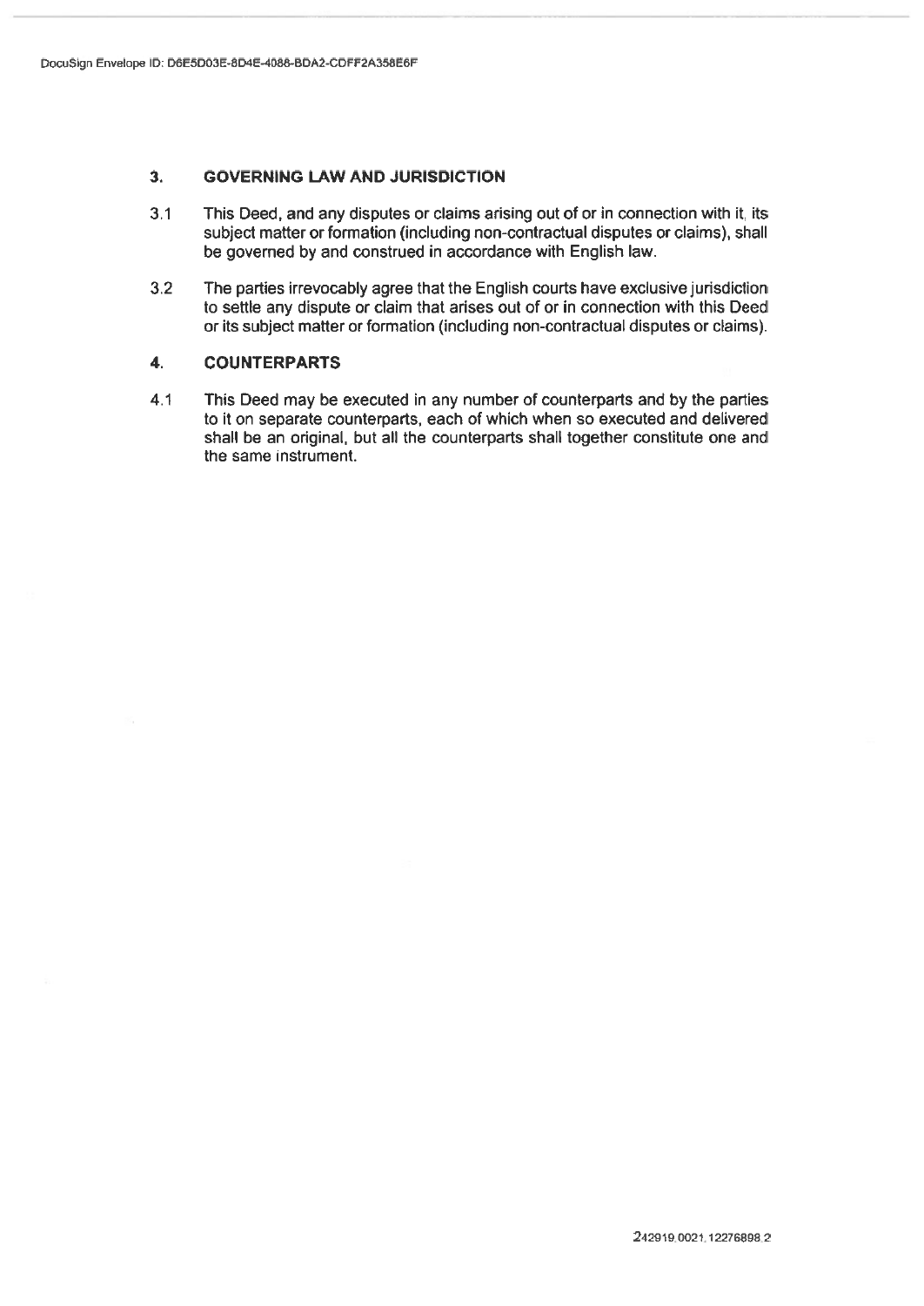## 3. GOVERNING LAW AND JURISDICTION

3.1 This Deed, and any disputes or claims arising out of or in connection with it, its subject matter or formation (including non-contractual disputes or claims), shall be governed by and construed in accordance with English law.

3.2 The parties irrevocably agree that the English courts have exclusive jurisdiction to settle any dispute or claim that arises out of or in connection with this Deed or its subject matter or formation (including non-contractual disputes or claims).

## 4. COUNTERPARTS

4.1 This Deed may be executed in any number of counterparts and by the parties to it on separate counterparts, each of which when so executed and delivered shall be an original, but all the counterparts shall together constitute one and the same instrument.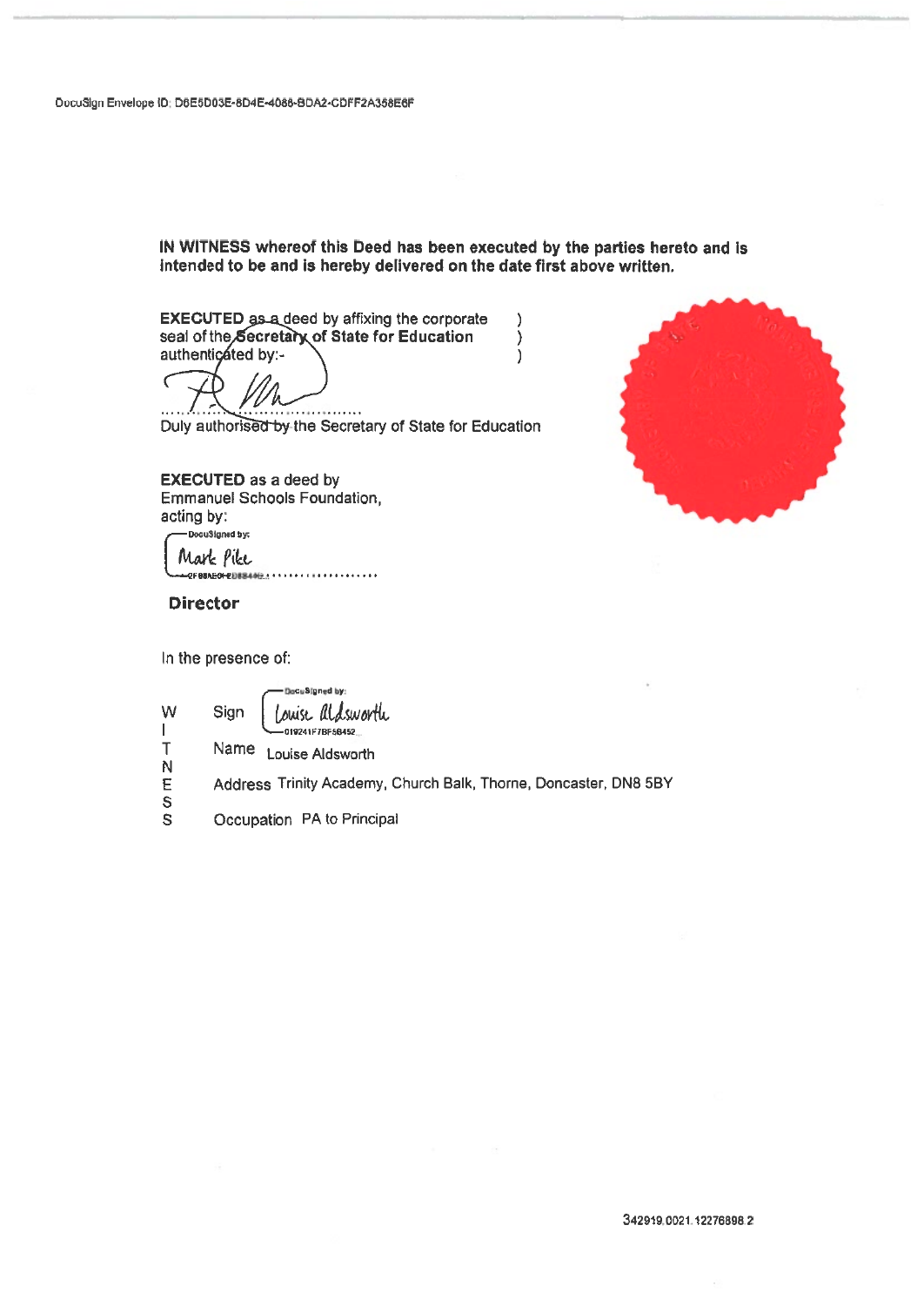DocuSign Envelope ID: D6E5D03E-8D4E-4086-8DA2-CDFF2A358E6F

**IN WITNESS whereof this Deed has been executed by the parties hereto and is intended to be and is hereby delivered on the date first above written.**

**EXECUTED** as a deed by affixing the corporate )
seal of the **Secretary of State for Education** )
authenticated by:- )

……………………………………

Duly authorised by the Secretary of State for Education

**EXECUTED** as a deed by
Emmanuel Schools Foundation,
acting by:

DocuSigned by:
Mark Pike
……………………………………

**Director**

In the presence of:

WITNESS

Sign Louise Aldsworth

Name Louise Aldsworth

Address Trinity Academy, Church Balk, Thorne, Doncaster, DN8 5BY

Occupation PA to Principal

342919.0021.12276898.2